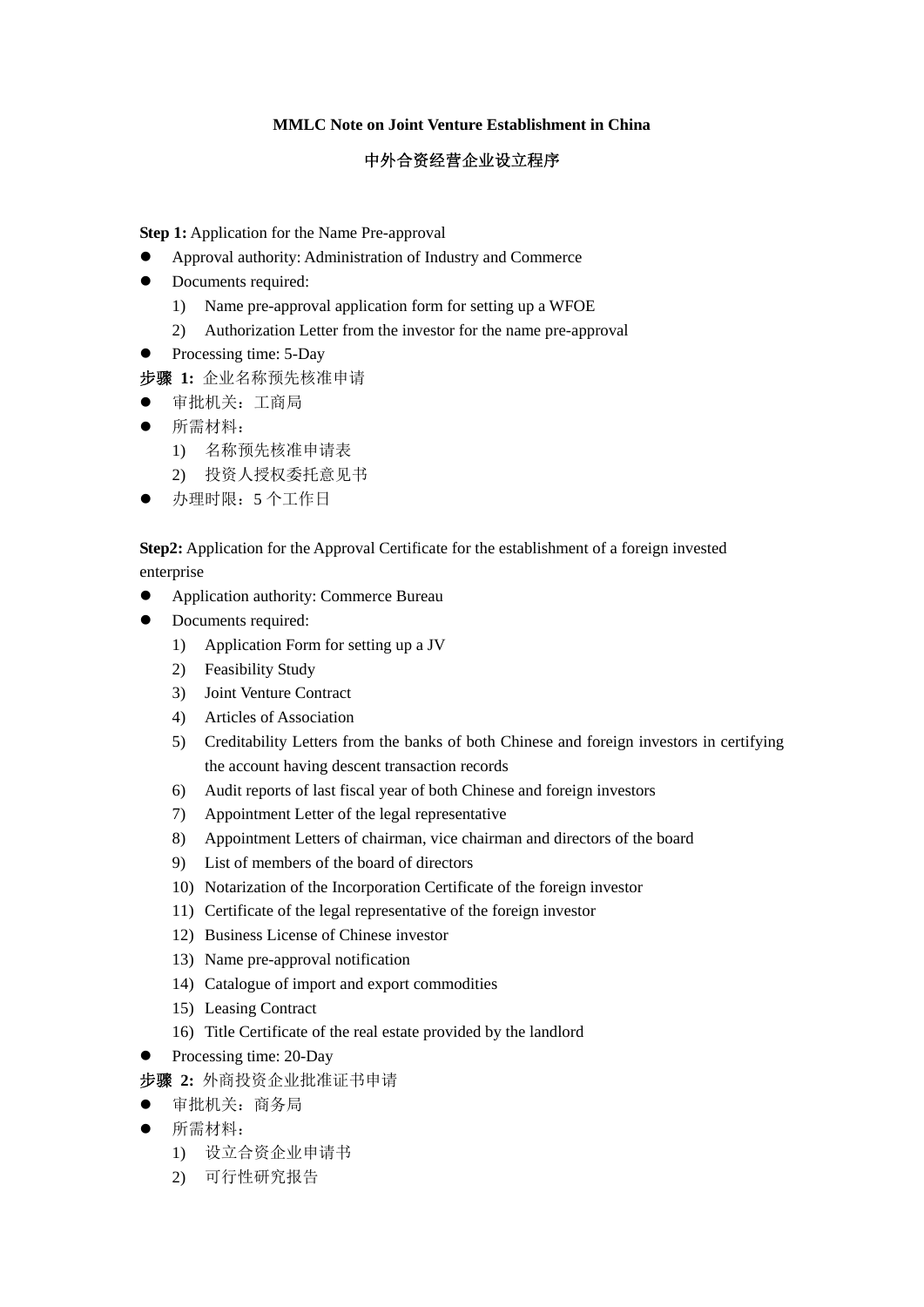**MMLC Note on Joint Venture Establishment in China**

**中外合资经营企业设立程序**

**Step 1:** Application for the Name Pre-approval

- Approval authority: Administration of Industry and Commerce
- Documents required:
    1) Name pre-approval application form for setting up a WFOE
    2) Authorization Letter from the investor for the name pre-approval
- Processing time: 5-Day

**步骤 1:** 企业名称预先核准申请

- 审批机关：工商局
- 所需材料：
    1) 名称预先核准申请表
    2) 投资人授权委托意见书
- 办理时限：5 个工作日

**Step2:** Application for the Approval Certificate for the establishment of a foreign invested enterprise

- Application authority: Commerce Bureau
- Documents required:
    1) Application Form for setting up a JV
    2) Feasibility Study
    3) Joint Venture Contract
    4) Articles of Association
    5) Creditability Letters from the banks of both Chinese and foreign investors in certifying the account having descent transaction records
    6) Audit reports of last fiscal year of both Chinese and foreign investors
    7) Appointment Letter of the legal representative
    8) Appointment Letters of chairman, vice chairman and directors of the board
    9) List of members of the board of directors
    10) Notarization of the Incorporation Certificate of the foreign investor
    11) Certificate of the legal representative of the foreign investor
    12) Business License of Chinese investor
    13) Name pre-approval notification
    14) Catalogue of import and export commodities
    15) Leasing Contract
    16) Title Certificate of the real estate provided by the landlord
- Processing time: 20-Day

**步骤 2:** 外商投资企业批准证书申请

- 审批机关：商务局
- 所需材料：
    1) 设立合资企业申请书
    2) 可行性研究报告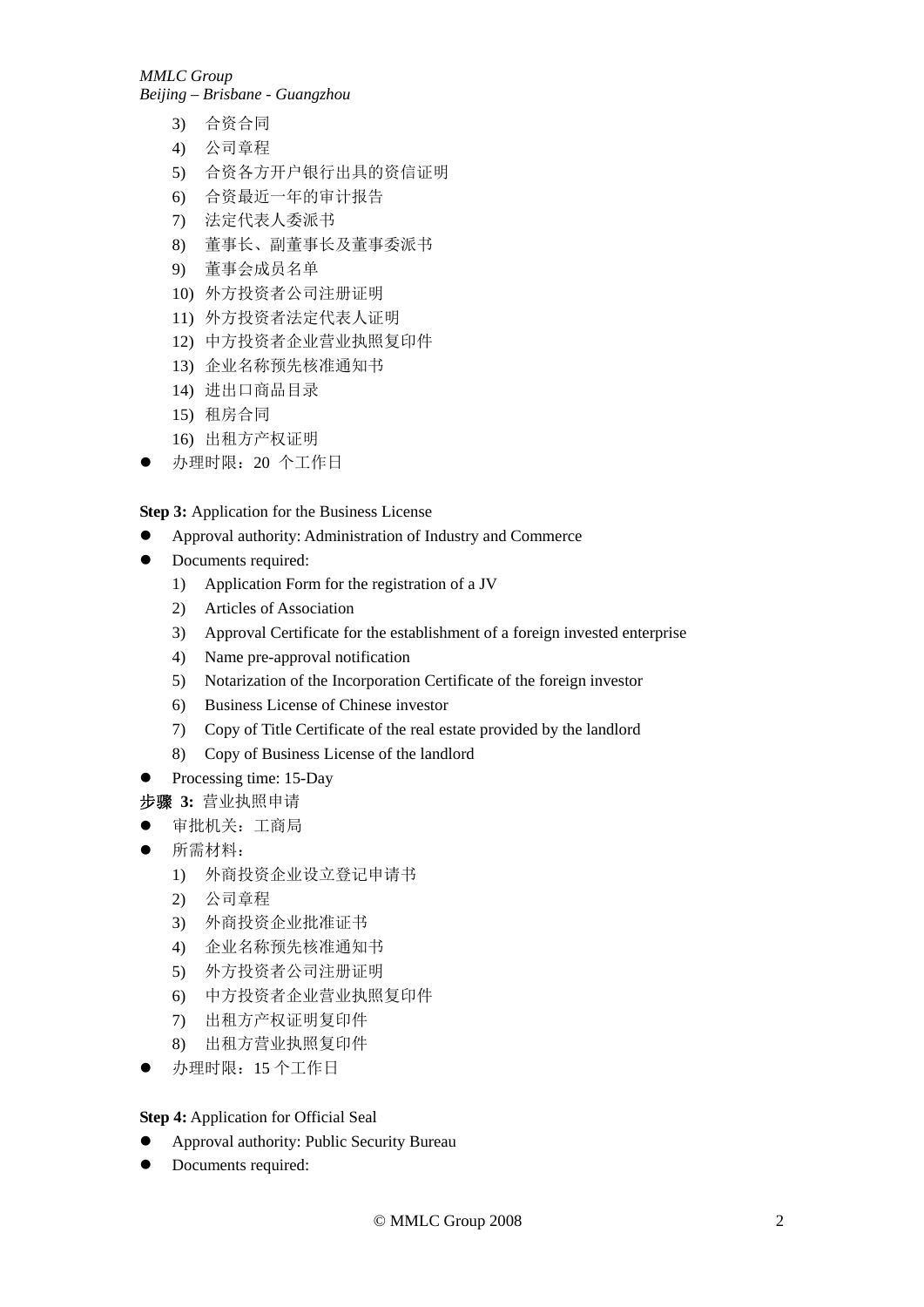3) 合资合同
4) 公司章程
5) 合资各方开户银行出具的资信证明
6) 合资最近一年的审计报告
7) 法定代表人委派书
8) 董事长、副董事长及董事委派书
9) 董事会成员名单
10) 外方投资者公司注册证明
11) 外方投资者法定代表人证明
12) 中方投资者企业营业执照复印件
13) 企业名称预先核准通知书
14) 进出口商品目录
15) 租房合同
16) 出租方产权证明

- 办理时限：20 个工作日

**Step 3:** Application for the Business License

- Approval authority: Administration of Industry and Commerce
- Documents required:
    1) Application Form for the registration of a JV
    2) Articles of Association
    3) Approval Certificate for the establishment of a foreign invested enterprise
    4) Name pre-approval notification
    5) Notarization of the Incorporation Certificate of the foreign investor
    6) Business License of Chinese investor
    7) Copy of Title Certificate of the real estate provided by the landlord
    8) Copy of Business License of the landlord
- Processing time: 15-Day

**步骤 3:** 营业执照申请

- 审批机关：工商局
- 所需材料：
    1) 外商投资企业设立登记申请书
    2) 公司章程
    3) 外商投资企业批准证书
    4) 企业名称预先核准通知书
    5) 外方投资者公司注册证明
    6) 中方投资者企业营业执照复印件
    7) 出租方产权证明复印件
    8) 出租方营业执照复印件
- 办理时限：15 个工作日

**Step 4:** Application for Official Seal

- Approval authority: Public Security Bureau
- Documents required: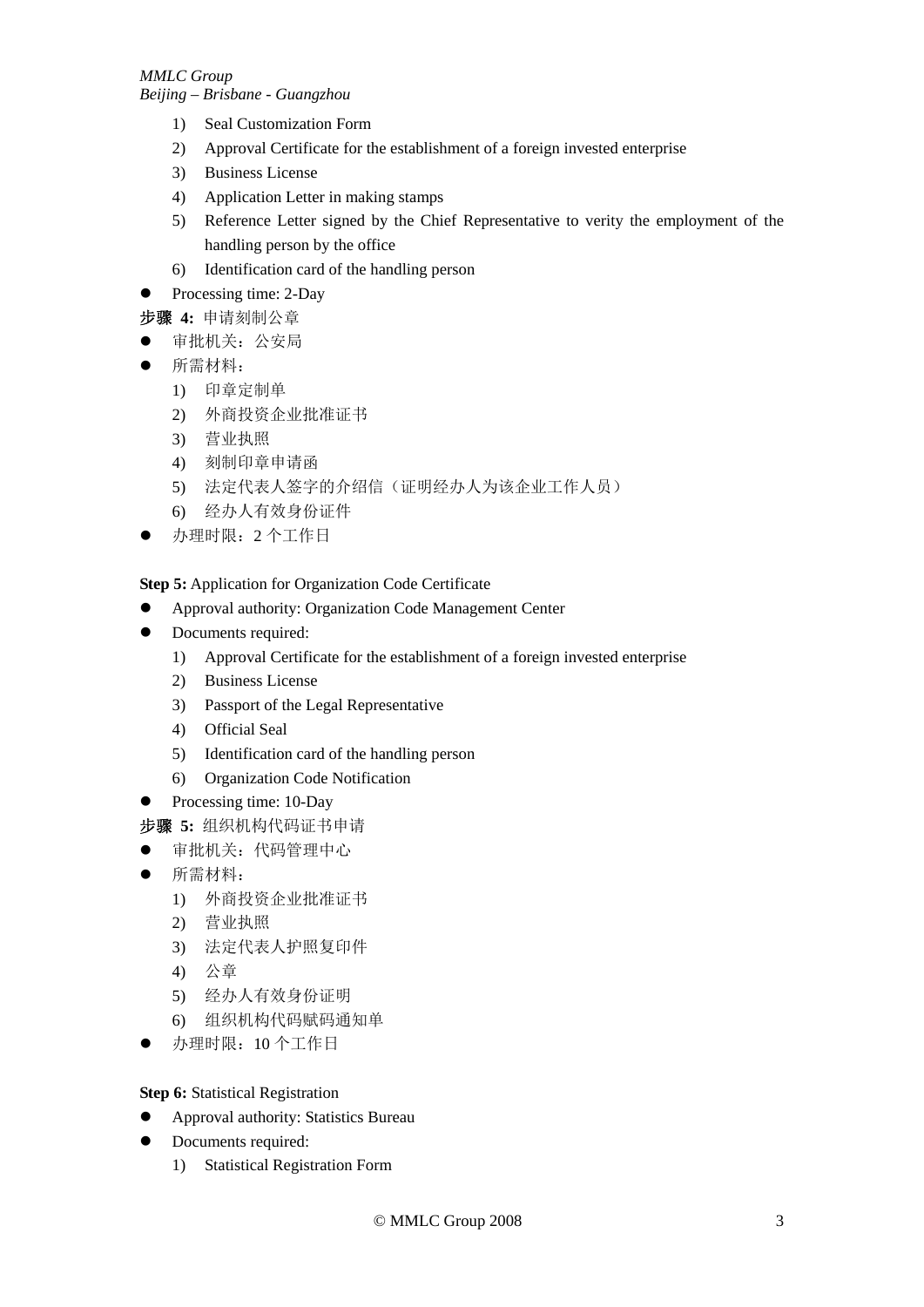1) Seal Customization Form
2) Approval Certificate for the establishment of a foreign invested enterprise
3) Business License
4) Application Letter in making stamps
5) Reference Letter signed by the Chief Representative to verity the employment of the handling person by the office
6) Identification card of the handling person

- Processing time: 2-Day

**步骤 4:** 申请刻制公章

- 审批机关：公安局
- 所需材料：
  1) 印章定制单
  2) 外商投资企业批准证书
  3) 营业执照
  4) 刻制印章申请函
  5) 法定代表人签字的介绍信（证明经办人为该企业工作人员）
  6) 经办人有效身份证件
- 办理时限：2 个工作日

**Step 5:** Application for Organization Code Certificate

- Approval authority: Organization Code Management Center
- Documents required:
  1) Approval Certificate for the establishment of a foreign invested enterprise
  2) Business License
  3) Passport of the Legal Representative
  4) Official Seal
  5) Identification card of the handling person
  6) Organization Code Notification
- Processing time: 10-Day

**步骤 5:** 组织机构代码证书申请

- 审批机关：代码管理中心
- 所需材料：
  1) 外商投资企业批准证书
  2) 营业执照
  3) 法定代表人护照复印件
  4) 公章
  5) 经办人有效身份证明
  6) 组织机构代码赋码通知单
- 办理时限：10 个工作日

**Step 6:** Statistical Registration

- Approval authority: Statistics Bureau
- Documents required:
  1) Statistical Registration Form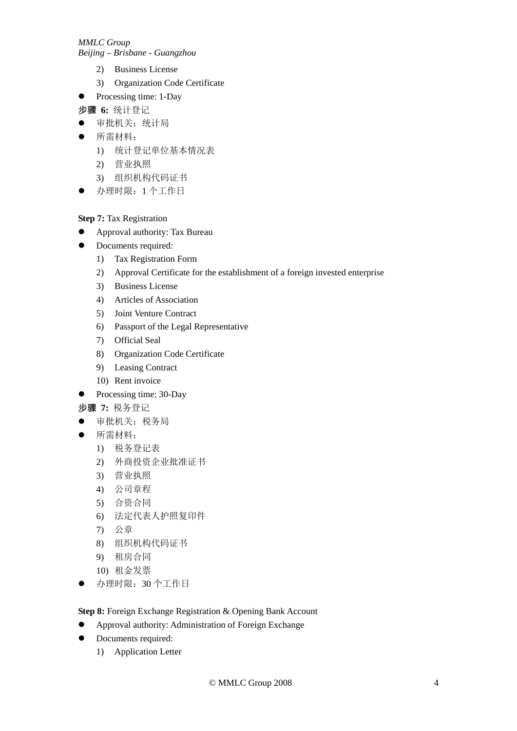2) Business License
3) Organization Code Certificate

- Processing time: 1-Day

**步骤 6:** 统计登记

- 审批机关：统计局
- 所需材料：
  1) 统计登记单位基本情况表
  2) 营业执照
  3) 组织机构代码证书
- 办理时限：1 个工作日

**Step 7:** Tax Registration

- Approval authority: Tax Bureau
- Documents required:
  1) Tax Registration Form
  2) Approval Certificate for the establishment of a foreign invested enterprise
  3) Business License
  4) Articles of Association
  5) Joint Venture Contract
  6) Passport of the Legal Representative
  7) Official Seal
  8) Organization Code Certificate
  9) Leasing Contract
  10) Rent invoice
- Processing time: 30-Day

**步骤 7:** 税务登记

- 审批机关：税务局
- 所需材料：
  1) 税务登记表
  2) 外商投资企业批准证书
  3) 营业执照
  4) 公司章程
  5) 合资合同
  6) 法定代表人护照复印件
  7) 公章
  8) 组织机构代码证书
  9) 租房合同
  10) 租金发票
- 办理时限：30 个工作日

**Step 8:** Foreign Exchange Registration & Opening Bank Account

- Approval authority: Administration of Foreign Exchange
- Documents required:
  1) Application Letter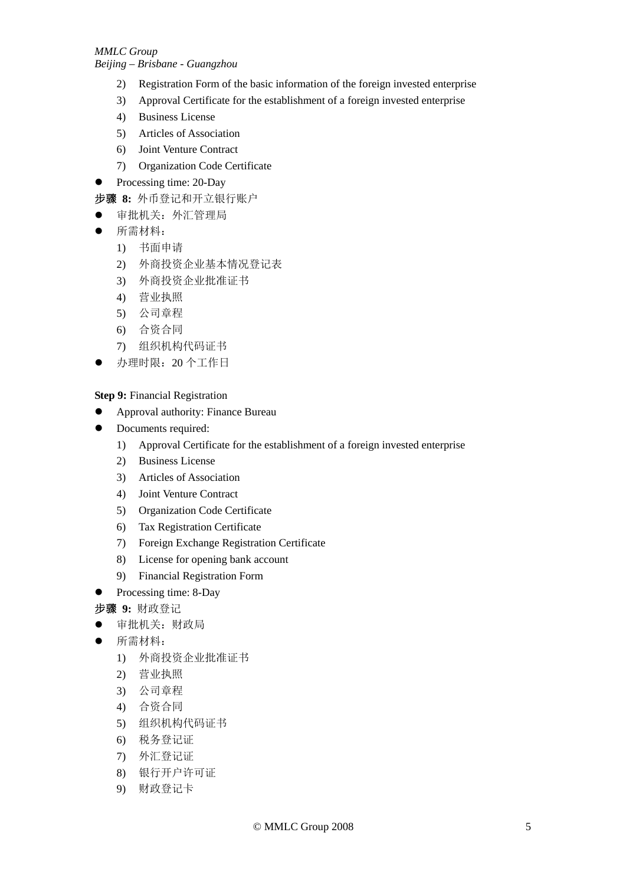2) Registration Form of the basic information of the foreign invested enterprise
3) Approval Certificate for the establishment of a foreign invested enterprise
4) Business License
5) Articles of Association
6) Joint Venture Contract
7) Organization Code Certificate

- Processing time: 20-Day

**步骤 8:** 外币登记和开立银行账户

- 审批机关：外汇管理局
- 所需材料：
  1) 书面申请
  2) 外商投资企业基本情况登记表
  3) 外商投资企业批准证书
  4) 营业执照
  5) 公司章程
  6) 合资合同
  7) 组织机构代码证书
- 办理时限：20 个工作日

**Step 9:** Financial Registration

- Approval authority: Finance Bureau
- Documents required:
  1) Approval Certificate for the establishment of a foreign invested enterprise
  2) Business License
  3) Articles of Association
  4) Joint Venture Contract
  5) Organization Code Certificate
  6) Tax Registration Certificate
  7) Foreign Exchange Registration Certificate
  8) License for opening bank account
  9) Financial Registration Form
- Processing time: 8-Day

**步骤 9:** 财政登记

- 审批机关：财政局
- 所需材料：
  1) 外商投资企业批准证书
  2) 营业执照
  3) 公司章程
  4) 合资合同
  5) 组织机构代码证书
  6) 税务登记证
  7) 外汇登记证
  8) 银行开户许可证
  9) 财政登记卡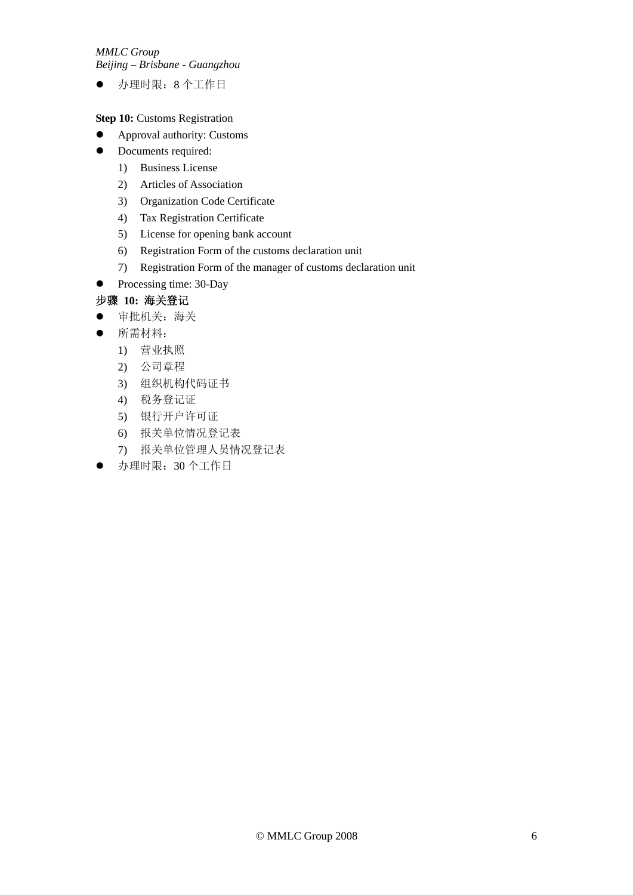- 办理时限：8 个工作日

**Step 10:** Customs Registration

- Approval authority: Customs
- Documents required:
  1) Business License
  2) Articles of Association
  3) Organization Code Certificate
  4) Tax Registration Certificate
  5) License for opening bank account
  6) Registration Form of the customs declaration unit
  7) Registration Form of the manager of customs declaration unit
- Processing time: 30-Day

**步骤 10: 海关登记**

- 审批机关：海关
- 所需材料：
  1) 营业执照
  2) 公司章程
  3) 组织机构代码证书
  4) 税务登记证
  5) 银行开户许可证
  6) 报关单位情况登记表
  7) 报关单位管理人员情况登记表
- 办理时限：30 个工作日